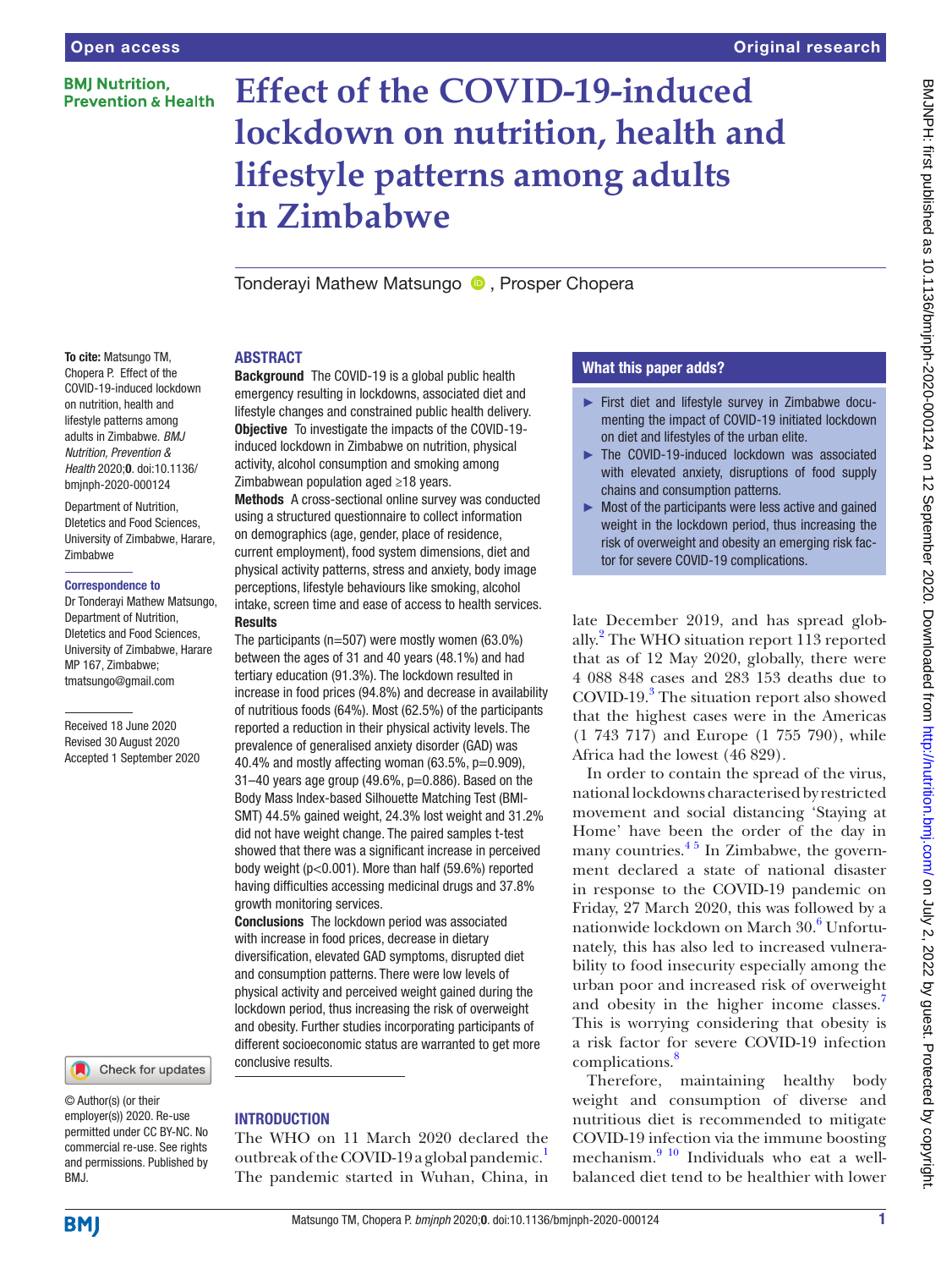# Effect of the COVID-19-induced lockdown on nutrition, health and lifestyle patterns among adults in Zimbabwe

Tonderayi Mathew Matsungo, Prosper Chopera

**To cite:** Matsungo TM, Chopera P. Effect of the COVID-19-induced lockdown on nutrition, health and lifestyle patterns among adults in Zimbabwe. *BMJ Nutrition, Prevention & Health* 2020;**0**. doi:10.1136/bmjnph-2020-000124

Department of Nutrition, Dletetics and Food Sciences, University of Zimbabwe, Harare, Zimbabwe

**Correspondence to**
Dr Tonderayi Mathew Matsungo, Department of Nutrition, Dletetics and Food Sciences, University of Zimbabwe, Harare MP 167, Zimbabwe; tmatsungo@gmail.com

Received 18 June 2020
Revised 30 August 2020
Accepted 1 September 2020

© Author(s) (or their employer(s)) 2020. Re-use permitted under CC BY-NC. No commercial re-use. See rights and permissions. Published by BMJ.

## ABSTRACT

**Background** The COVID-19 is a global public health emergency resulting in lockdowns, associated diet and lifestyle changes and constrained public health delivery.
**Objective** To investigate the impacts of the COVID-19-induced lockdown in Zimbabwe on nutrition, physical activity, alcohol consumption and smoking among Zimbabwean population aged ≥18 years.
**Methods** A cross-sectional online survey was conducted using a structured questionnaire to collect information on demographics (age, gender, place of residence, current employment), food system dimensions, diet and physical activity patterns, stress and anxiety, body image perceptions, lifestyle behaviours like smoking, alcohol intake, screen time and ease of access to health services.
**Results**
The participants (n=507) were mostly women (63.0%) between the ages of 31 and 40 years (48.1%) and had tertiary education (91.3%). The lockdown resulted in increase in food prices (94.8%) and decrease in availability of nutritious foods (64%). Most (62.5%) of the participants reported a reduction in their physical activity levels. The prevalence of generalised anxiety disorder (GAD) was 40.4% and mostly affecting woman (63.5%, p=0.909), 31–40 years age group (49.6%, p=0.886). Based on the Body Mass Index-based Silhouette Matching Test (BMI-SMT) 44.5% gained weight, 24.3% lost weight and 31.2% did not have weight change. The paired samples t-test showed that there was a significant increase in perceived body weight (p<0.001). More than half (59.6%) reported having difficulties accessing medicinal drugs and 37.8% growth monitoring services.
**Conclusions** The lockdown period was associated with increase in food prices, decrease in dietary diversification, elevated GAD symptoms, disrupted diet and consumption patterns. There were low levels of physical activity and perceived weight gained during the lockdown period, thus increasing the risk of overweight and obesity. Further studies incorporating participants of different socioeconomic status are warranted to get more conclusive results.

## What this paper adds?

- First diet and lifestyle survey in Zimbabwe documenting the impact of COVID-19 initiated lockdown on diet and lifestyles of the urban elite.
- The COVID-19-induced lockdown was associated with elevated anxiety, disruptions of food supply chains and consumption patterns.
- Most of the participants were less active and gained weight in the lockdown period, thus increasing the risk of overweight and obesity an emerging risk factor for severe COVID-19 complications.

## INTRODUCTION

The WHO on 11 March 2020 declared the outbreak of the COVID-19 a global pandemic.[1] The pandemic started in Wuhan, China, in late December 2019, and has spread globally.[2] The WHO situation report 113 reported that as of 12 May 2020, globally, there were 4 088 848 cases and 283 153 deaths due to COVID-19.[3] The situation report also showed that the highest cases were in the Americas (1 743 717) and Europe (1 755 790), while Africa had the lowest (46 829).

In order to contain the spread of the virus, national lockdowns characterised by restricted movement and social distancing 'Staying at Home' have been the order of the day in many countries.[4 5] In Zimbabwe, the government declared a state of national disaster in response to the COVID-19 pandemic on Friday, 27 March 2020, this was followed by a nationwide lockdown on March 30.[6] Unfortunately, this has also led to increased vulnerability to food insecurity especially among the urban poor and increased risk of overweight and obesity in the higher income classes.[7] This is worrying considering that obesity is a risk factor for severe COVID-19 infection complications.[8]

Therefore, maintaining healthy body weight and consumption of diverse and nutritious diet is recommended to mitigate COVID-19 infection via the immune boosting mechanism.[9 10] Individuals who eat a well-balanced diet tend to be healthier with lower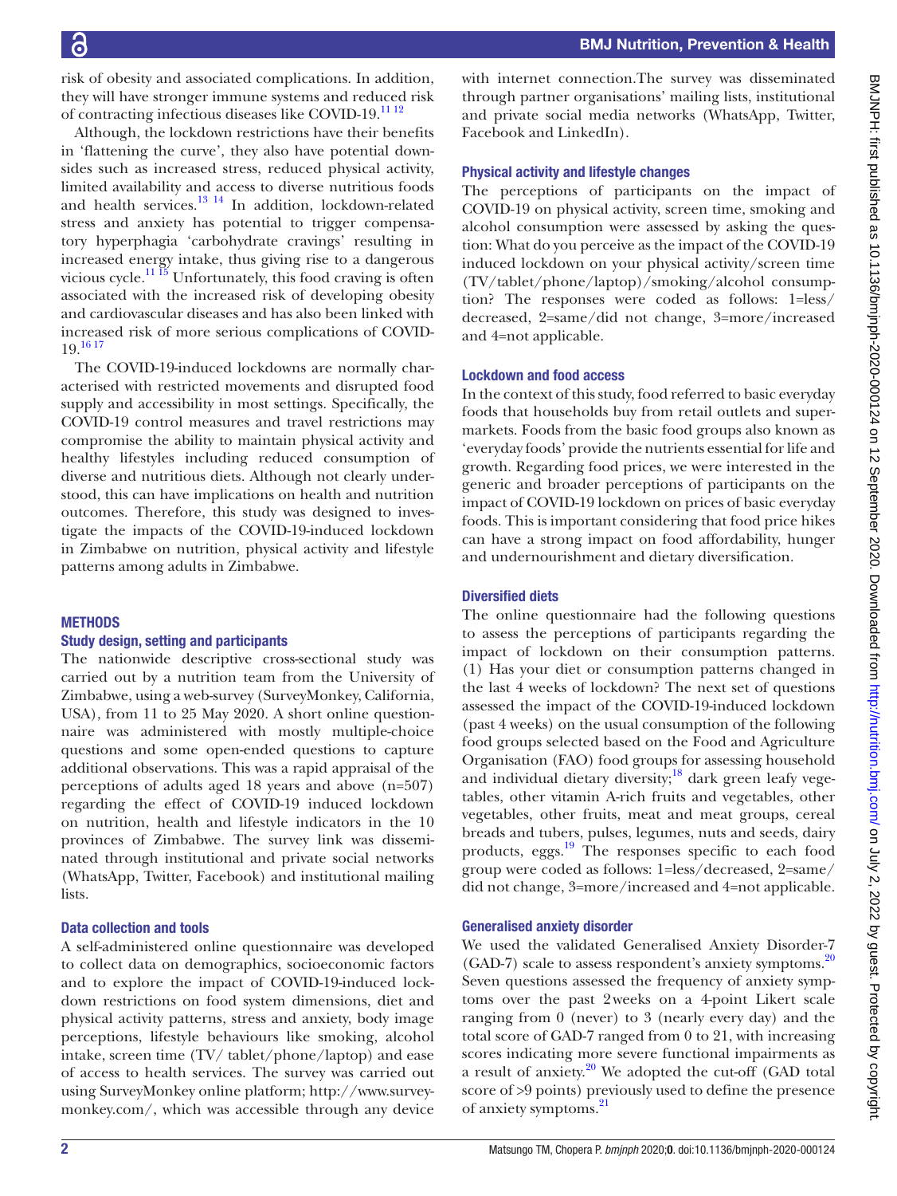risk of obesity and associated complications. In addition, they will have stronger immune systems and reduced risk of contracting infectious diseases like COVID-19.[11 12]

Although, the lockdown restrictions have their benefits in 'flattening the curve', they also have potential downsides such as increased stress, reduced physical activity, limited availability and access to diverse nutritious foods and health services.[13 14] In addition, lockdown-related stress and anxiety has potential to trigger compensatory hyperphagia 'carbohydrate cravings' resulting in increased energy intake, thus giving rise to a dangerous vicious cycle.[11 15] Unfortunately, this food craving is often associated with the increased risk of developing obesity and cardiovascular diseases and has also been linked with increased risk of more serious complications of COVID-19.[16 17]

The COVID-19-induced lockdowns are normally characterised with restricted movements and disrupted food supply and accessibility in most settings. Specifically, the COVID-19 control measures and travel restrictions may compromise the ability to maintain physical activity and healthy lifestyles including reduced consumption of diverse and nutritious diets. Although not clearly understood, this can have implications on health and nutrition outcomes. Therefore, this study was designed to investigate the impacts of the COVID-19-induced lockdown in Zimbabwe on nutrition, physical activity and lifestyle patterns among adults in Zimbabwe.

## METHODS

### Study design, setting and participants

The nationwide descriptive cross-sectional study was carried out by a nutrition team from the University of Zimbabwe, using a web-survey (SurveyMonkey, California, USA), from 11 to 25 May 2020. A short online questionnaire was administered with mostly multiple-choice questions and some open-ended questions to capture additional observations. This was a rapid appraisal of the perceptions of adults aged 18 years and above (n=507) regarding the effect of COVID-19 induced lockdown on nutrition, health and lifestyle indicators in the 10 provinces of Zimbabwe. The survey link was disseminated through institutional and private social networks (WhatsApp, Twitter, Facebook) and institutional mailing lists.

### Data collection and tools

A self-administered online questionnaire was developed to collect data on demographics, socioeconomic factors and to explore the impact of COVID-19-induced lockdown restrictions on food system dimensions, diet and physical activity patterns, stress and anxiety, body image perceptions, lifestyle behaviours like smoking, alcohol intake, screen time (TV/ tablet/phone/laptop) and ease of access to health services. The survey was carried out using SurveyMonkey online platform; http://www.surveymonkey.com/, which was accessible through any device with internet connection.The survey was disseminated through partner organisations' mailing lists, institutional and private social media networks (WhatsApp, Twitter, Facebook and LinkedIn).

### Physical activity and lifestyle changes

The perceptions of participants on the impact of COVID-19 on physical activity, screen time, smoking and alcohol consumption were assessed by asking the question: What do you perceive as the impact of the COVID-19 induced lockdown on your physical activity/screen time (TV/tablet/phone/laptop)/smoking/alcohol consumption? The responses were coded as follows: 1=less/decreased, 2=same/did not change, 3=more/increased and 4=not applicable.

### Lockdown and food access

In the context of this study, food referred to basic everyday foods that households buy from retail outlets and supermarkets. Foods from the basic food groups also known as 'everyday foods' provide the nutrients essential for life and growth. Regarding food prices, we were interested in the generic and broader perceptions of participants on the impact of COVID-19 lockdown on prices of basic everyday foods. This is important considering that food price hikes can have a strong impact on food affordability, hunger and undernourishment and dietary diversification.

### Diversified diets

The online questionnaire had the following questions to assess the perceptions of participants regarding the impact of lockdown on their consumption patterns. (1) Has your diet or consumption patterns changed in the last 4 weeks of lockdown? The next set of questions assessed the impact of the COVID-19-induced lockdown (past 4 weeks) on the usual consumption of the following food groups selected based on the Food and Agriculture Organisation (FAO) food groups for assessing household and individual dietary diversity;[18] dark green leafy vegetables, other vitamin A-rich fruits and vegetables, other vegetables, other fruits, meat and meat groups, cereal breads and tubers, pulses, legumes, nuts and seeds, dairy products, eggs.[19] The responses specific to each food group were coded as follows: 1=less/decreased, 2=same/did not change, 3=more/increased and 4=not applicable.

### Generalised anxiety disorder

We used the validated Generalised Anxiety Disorder-7 (GAD-7) scale to assess respondent's anxiety symptoms.[20] Seven questions assessed the frequency of anxiety symptoms over the past 2 weeks on a 4-point Likert scale ranging from 0 (never) to 3 (nearly every day) and the total score of GAD-7 ranged from 0 to 21, with increasing scores indicating more severe functional impairments as a result of anxiety.[20] We adopted the cut-off (GAD total score of >9 points) previously used to define the presence of anxiety symptoms.[21]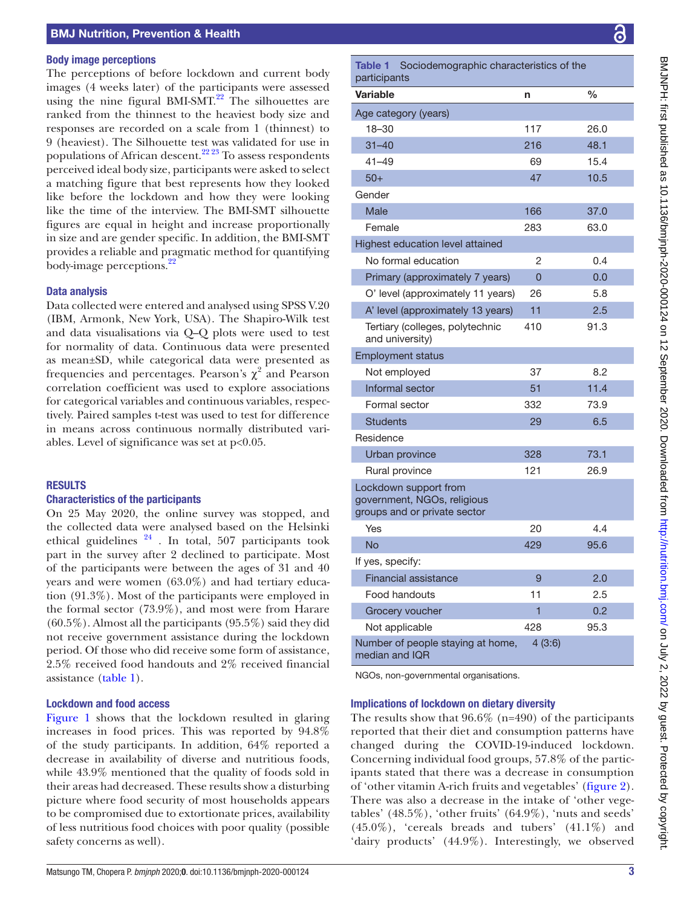### Body image perceptions

The perceptions of before lockdown and current body images (4 weeks later) of the participants were assessed using the nine figural BMI-SMT.[22] The silhouettes are ranked from the thinnest to the heaviest body size and responses are recorded on a scale from 1 (thinnest) to 9 (heaviest). The Silhouette test was validated for use in populations of African descent.[22 23] To assess respondents perceived ideal body size, participants were asked to select a matching figure that best represents how they looked like before the lockdown and how they were looking like the time of the interview. The BMI-SMT silhouette figures are equal in height and increase proportionally in size and are gender specific. In addition, the BMI-SMT provides a reliable and pragmatic method for quantifying body-image perceptions.[22]

### Data analysis

Data collected were entered and analysed using SPSS V.20 (IBM, Armonk, New York, USA). The Shapiro-Wilk test and data visualisations via Q–Q plots were used to test for normality of data. Continuous data were presented as mean±SD, while categorical data were presented as frequencies and percentages. Pearson's $\chi^2$ and Pearson correlation coefficient was used to explore associations for categorical variables and continuous variables, respectively. Paired samples t-test was used to test for difference in means across continuous normally distributed variables. Level of significance was set at $p<0.05$.

## RESULTS

### Characteristics of the participants

On 25 May 2020, the online survey was stopped, and the collected data were analysed based on the Helsinki ethical guidelines [24] . In total, 507 participants took part in the survey after 2 declined to participate. Most of the participants were between the ages of 31 and 40 years and were women (63.0%) and had tertiary education (91.3%). Most of the participants were employed in the formal sector (73.9%), and most were from Harare (60.5%). Almost all the participants (95.5%) said they did not receive government assistance during the lockdown period. Of those who did receive some form of assistance, 2.5% received food handouts and 2% received financial assistance (table 1).

### Lockdown and food access

Figure 1 shows that the lockdown resulted in glaring increases in food prices. This was reported by 94.8% of the study participants. In addition, 64% reported a decrease in availability of diverse and nutritious foods, while 43.9% mentioned that the quality of foods sold in their areas had decreased. These results show a disturbing picture where food security of most households appears to be compromised due to extortionate prices, availability of less nutritious food choices with poor quality (possible safety concerns as well).

**Table 1** Sociodemographic characteristics of the participants

| Variable | n | % |
|---|---|---|
| Age category (years) | | |
| 18–30 | 117 | 26.0 |
| 31–40 | 216 | 48.1 |
| 41–49 | 69 | 15.4 |
| 50+ | 47 | 10.5 |
| Gender | | |
| Male | 166 | 37.0 |
| Female | 283 | 63.0 |
| Highest education level attained | | |
| No formal education | 2 | 0.4 |
| Primary (approximately 7 years) | 0 | 0.0 |
| O' level (approximately 11 years) | 26 | 5.8 |
| A' level (approximately 13 years) | 11 | 2.5 |
| Tertiary (colleges, polytechnic and university) | 410 | 91.3 |
| Employment status | | |
| Not employed | 37 | 8.2 |
| Informal sector | 51 | 11.4 |
| Formal sector | 332 | 73.9 |
| Students | 29 | 6.5 |
| Residence | | |
| Urban province | 328 | 73.1 |
| Rural province | 121 | 26.9 |
| Lockdown support from government, NGOs, religious groups and or private sector | | |
| Yes | 20 | 4.4 |
| No | 429 | 95.6 |
| If yes, specify: | | |
| Financial assistance | 9 | 2.0 |
| Food handouts | 11 | 2.5 |
| Grocery voucher | 1 | 0.2 |
| Not applicable | 428 | 95.3 |
| Number of people staying at home, median and IQR | 4 (3:6) | |

NGOs, non-governmental organisations.

### Implications of lockdown on dietary diversity

The results show that 96.6% (n=490) of the participants reported that their diet and consumption patterns have changed during the COVID-19-induced lockdown. Concerning individual food groups, 57.8% of the participants stated that there was a decrease in consumption of 'other vitamin A-rich fruits and vegetables' (figure 2). There was also a decrease in the intake of 'other vegetables' (48.5%), 'other fruits' (64.9%), 'nuts and seeds' (45.0%), 'cereals breads and tubers' (41.1%) and 'dairy products' (44.9%). Interestingly, we observed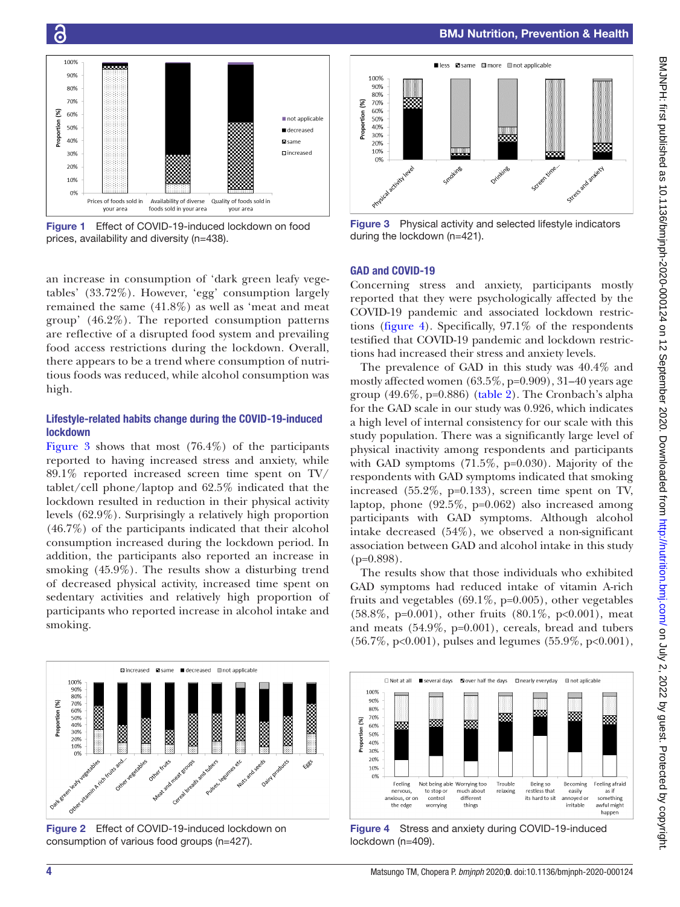Figure 1 Effect of COVID-19-induced lockdown on food prices, availability and diversity (n=438).

an increase in consumption of 'dark green leafy vegetables' (33.72%). However, 'egg' consumption largely remained the same (41.8%) as well as 'meat and meat group' (46.2%). The reported consumption patterns are reflective of a disrupted food system and prevailing food access restrictions during the lockdown. Overall, there appears to be a trend where consumption of nutritious foods was reduced, while alcohol consumption was high.

### Lifestyle-related habits change during the COVID-19-induced lockdown

Figure 3 shows that most (76.4%) of the participants reported to having increased stress and anxiety, while 89.1% reported increased screen time spent on TV/tablet/cell phone/laptop and 62.5% indicated that the lockdown resulted in reduction in their physical activity levels (62.9%). Surprisingly a relatively high proportion (46.7%) of the participants indicated that their alcohol consumption increased during the lockdown period. In addition, the participants also reported an increase in smoking (45.9%). The results show a disturbing trend of decreased physical activity, increased time spent on sedentary activities and relatively high proportion of participants who reported increase in alcohol intake and smoking.

Figure 2 Effect of COVID-19-induced lockdown on consumption of various food groups (n=427).

Figure 3 Physical activity and selected lifestyle indicators during the lockdown (n=421).

### GAD and COVID-19

Concerning stress and anxiety, participants mostly reported that they were psychologically affected by the COVID-19 pandemic and associated lockdown restrictions (figure 4). Specifically, 97.1% of the respondents testified that COVID-19 pandemic and lockdown restrictions had increased their stress and anxiety levels.

The prevalence of GAD in this study was 40.4% and mostly affected women (63.5%, p=0.909), 31–40 years age group (49.6%, p=0.886) (table 2). The Cronbach's alpha for the GAD scale in our study was 0.926, which indicates a high level of internal consistency for our scale with this study population. There was a significantly large level of physical inactivity among respondents and participants with GAD symptoms (71.5%, p=0.030). Majority of the respondents with GAD symptoms indicated that smoking increased (55.2%, p=0.133), screen time spent on TV, laptop, phone (92.5%, p=0.062) also increased among participants with GAD symptoms. Although alcohol intake decreased (54%), we observed a non-significant association between GAD and alcohol intake in this study (p=0.898).

The results show that those individuals who exhibited GAD symptoms had reduced intake of vitamin A-rich fruits and vegetables (69.1%, p=0.005), other vegetables (58.8%, p=0.001), other fruits (80.1%, p<0.001), meat and meats (54.9%, p=0.001), cereals, bread and tubers (56.7%, p<0.001), pulses and legumes (55.9%, p<0.001),

Figure 4 Stress and anxiety during COVID-19-induced lockdown (n=409).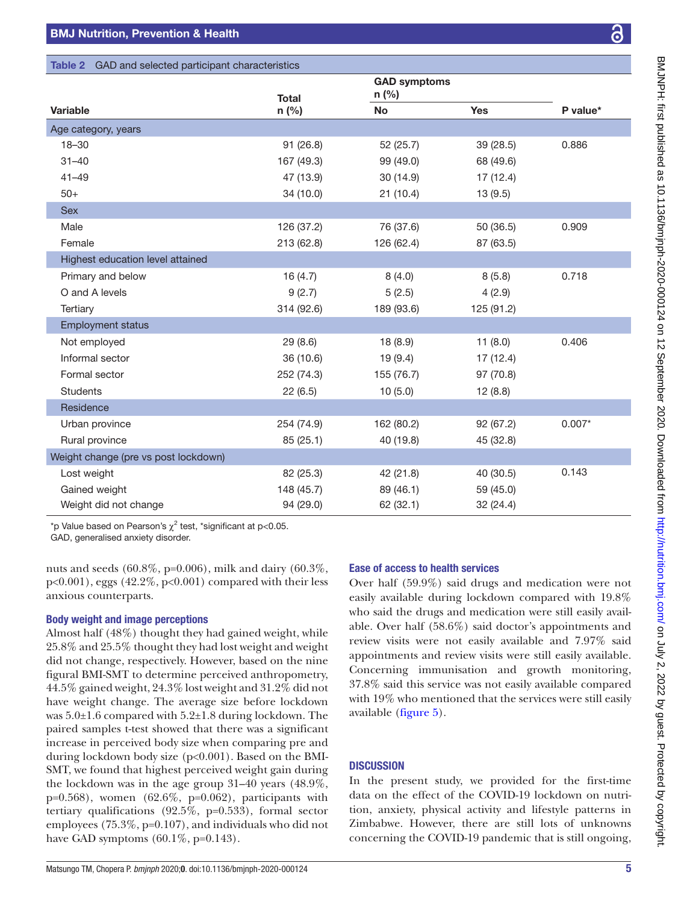Table 2 GAD and selected participant characteristics

| Variable | Total n (%) | GAD symptoms n (%) No | GAD symptoms n (%) Yes | P value* |
|---|---|---|---|---|
| **Age category, years** | | | | |
| 18–30 | 91 (26.8) | 52 (25.7) | 39 (28.5) | 0.886 |
| 31–40 | 167 (49.3) | 99 (49.0) | 68 (49.6) | |
| 41–49 | 47 (13.9) | 30 (14.9) | 17 (12.4) | |
| 50+ | 34 (10.0) | 21 (10.4) | 13 (9.5) | |
| **Sex** | | | | |
| Male | 126 (37.2) | 76 (37.6) | 50 (36.5) | 0.909 |
| Female | 213 (62.8) | 126 (62.4) | 87 (63.5) | |
| **Highest education level attained** | | | | |
| Primary and below | 16 (4.7) | 8 (4.0) | 8 (5.8) | 0.718 |
| O and A levels | 9 (2.7) | 5 (2.5) | 4 (2.9) | |
| Tertiary | 314 (92.6) | 189 (93.6) | 125 (91.2) | |
| **Employment status** | | | | |
| Not employed | 29 (8.6) | 18 (8.9) | 11 (8.0) | 0.406 |
| Informal sector | 36 (10.6) | 19 (9.4) | 17 (12.4) | |
| Formal sector | 252 (74.3) | 155 (76.7) | 97 (70.8) | |
| Students | 22 (6.5) | 10 (5.0) | 12 (8.8) | |
| **Residence** | | | | |
| Urban province | 254 (74.9) | 162 (80.2) | 92 (67.2) | 0.007* |
| Rural province | 85 (25.1) | 40 (19.8) | 45 (32.8) | |
| **Weight change (pre vs post lockdown)** | | | | |
| Lost weight | 82 (25.3) | 42 (21.8) | 40 (30.5) | 0.143 |
| Gained weight | 148 (45.7) | 89 (46.1) | 59 (45.0) | |
| Weight did not change | 94 (29.0) | 62 (32.1) | 32 (24.4) | |

*p Value based on Pearson's $\chi^2$ test, *significant at p<0.05.
GAD, generalised anxiety disorder.

nuts and seeds (60.8%, p=0.006), milk and dairy (60.3%, p<0.001), eggs (42.2%, p<0.001) compared with their less anxious counterparts.

### Body weight and image perceptions

Almost half (48%) thought they had gained weight, while 25.8% and 25.5% thought they had lost weight and weight did not change, respectively. However, based on the nine figural BMI-SMT to determine perceived anthropometry, 44.5% gained weight, 24.3% lost weight and 31.2% did not have weight change. The average size before lockdown was 5.0±1.6 compared with 5.2±1.8 during lockdown. The paired samples t-test showed that there was a significant increase in perceived body size when comparing pre and during lockdown body size (p<0.001). Based on the BMI-SMT, we found that highest perceived weight gain during the lockdown was in the age group 31–40 years (48.9%, p=0.568), women (62.6%, p=0.062), participants with tertiary qualifications (92.5%, p=0.533), formal sector employees (75.3%, p=0.107), and individuals who did not have GAD symptoms (60.1%, p=0.143).

### Ease of access to health services

Over half (59.9%) said drugs and medication were not easily available during lockdown compared with 19.8% who said the drugs and medication were still easily available. Over half (58.6%) said doctor's appointments and review visits were not easily available and 7.97% said appointments and review visits were still easily available. Concerning immunisation and growth monitoring, 37.8% said this service was not easily available compared with 19% who mentioned that the services were still easily available (figure 5).

## DISCUSSION

In the present study, we provided for the first-time data on the effect of the COVID-19 lockdown on nutrition, anxiety, physical activity and lifestyle patterns in Zimbabwe. However, there are still lots of unknowns concerning the COVID-19 pandemic that is still ongoing,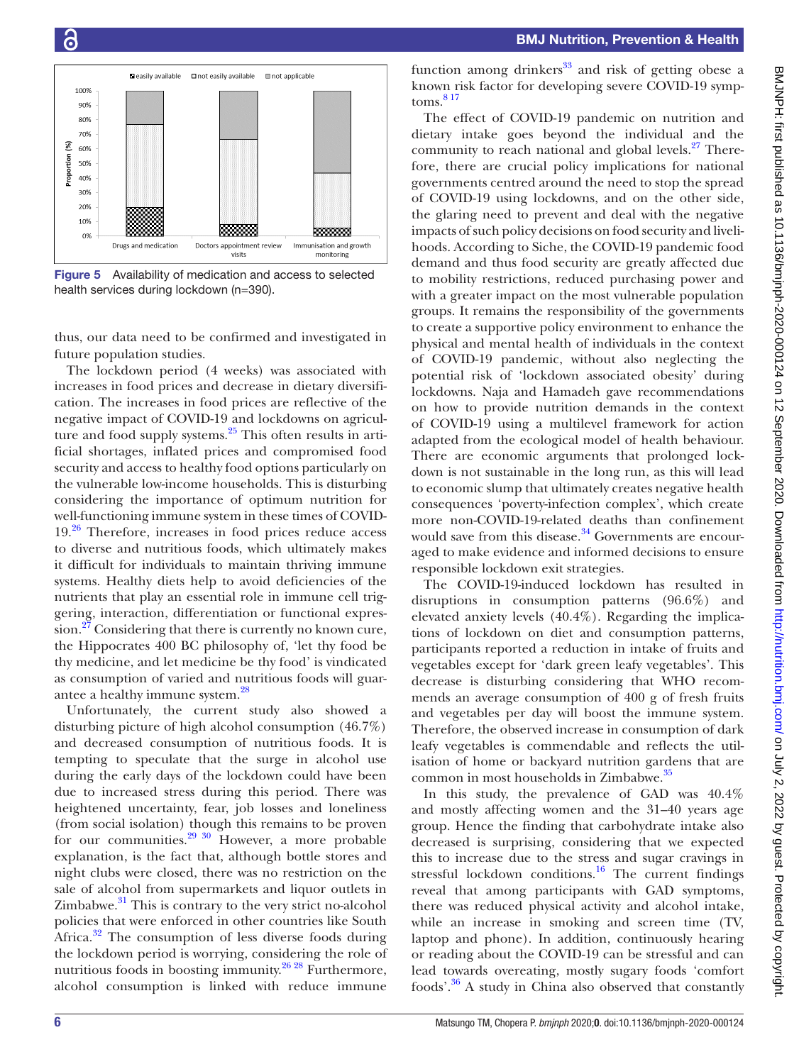Figure 5 Availability of medication and access to selected health services during lockdown (n=390).

thus, our data need to be confirmed and investigated in future population studies.

The lockdown period (4 weeks) was associated with increases in food prices and decrease in dietary diversification. The increases in food prices are reflective of the negative impact of COVID-19 and lockdowns on agriculture and food supply systems.[25] This often results in artificial shortages, inflated prices and compromised food security and access to healthy food options particularly on the vulnerable low-income households. This is disturbing considering the importance of optimum nutrition for well-functioning immune system in these times of COVID-19.[26] Therefore, increases in food prices reduce access to diverse and nutritious foods, which ultimately makes it difficult for individuals to maintain thriving immune systems. Healthy diets help to avoid deficiencies of the nutrients that play an essential role in immune cell triggering, interaction, differentiation or functional expression.[27] Considering that there is currently no known cure, the Hippocrates 400 BC philosophy of, 'let thy food be thy medicine, and let medicine be thy food' is vindicated as consumption of varied and nutritious foods will guarantee a healthy immune system.[28]

Unfortunately, the current study also showed a disturbing picture of high alcohol consumption (46.7%) and decreased consumption of nutritious foods. It is tempting to speculate that the surge in alcohol use during the early days of the lockdown could have been due to increased stress during this period. There was heightened uncertainty, fear, job losses and loneliness (from social isolation) though this remains to be proven for our communities.[29 30] However, a more probable explanation, is the fact that, although bottle stores and night clubs were closed, there was no restriction on the sale of alcohol from supermarkets and liquor outlets in Zimbabwe.[31] This is contrary to the very strict no-alcohol policies that were enforced in other countries like South Africa.[32] The consumption of less diverse foods during the lockdown period is worrying, considering the role of nutritious foods in boosting immunity.[26 28] Furthermore, alcohol consumption is linked with reduce immune function among drinkers[33] and risk of getting obese a known risk factor for developing severe COVID-19 symptoms.[8 17]

The effect of COVID-19 pandemic on nutrition and dietary intake goes beyond the individual and the community to reach national and global levels.[27] Therefore, there are crucial policy implications for national governments centred around the need to stop the spread of COVID-19 using lockdowns, and on the other side, the glaring need to prevent and deal with the negative impacts of such policy decisions on food security and livelihoods. According to Siche, the COVID-19 pandemic food demand and thus food security are greatly affected due to mobility restrictions, reduced purchasing power and with a greater impact on the most vulnerable population groups. It remains the responsibility of the governments to create a supportive policy environment to enhance the physical and mental health of individuals in the context of COVID-19 pandemic, without also neglecting the potential risk of 'lockdown associated obesity' during lockdowns. Naja and Hamadeh gave recommendations on how to provide nutrition demands in the context of COVID-19 using a multilevel framework for action adapted from the ecological model of health behaviour. There are economic arguments that prolonged lockdown is not sustainable in the long run, as this will lead to economic slump that ultimately creates negative health consequences 'poverty-infection complex', which create more non-COVID-19-related deaths than confinement would save from this disease.[34] Governments are encouraged to make evidence and informed decisions to ensure responsible lockdown exit strategies.

The COVID-19-induced lockdown has resulted in disruptions in consumption patterns (96.6%) and elevated anxiety levels (40.4%). Regarding the implications of lockdown on diet and consumption patterns, participants reported a reduction in intake of fruits and vegetables except for 'dark green leafy vegetables'. This decrease is disturbing considering that WHO recommends an average consumption of 400 g of fresh fruits and vegetables per day will boost the immune system. Therefore, the observed increase in consumption of dark leafy vegetables is commendable and reflects the utilisation of home or backyard nutrition gardens that are common in most households in Zimbabwe.[35]

In this study, the prevalence of GAD was 40.4% and mostly affecting women and the 31–40 years age group. Hence the finding that carbohydrate intake also decreased is surprising, considering that we expected this to increase due to the stress and sugar cravings in stressful lockdown conditions.[16] The current findings reveal that among participants with GAD symptoms, there was reduced physical activity and alcohol intake, while an increase in smoking and screen time (TV, laptop and phone). In addition, continuously hearing or reading about the COVID-19 can be stressful and can lead towards overeating, mostly sugary foods 'comfort foods'.[36] A study in China also observed that constantly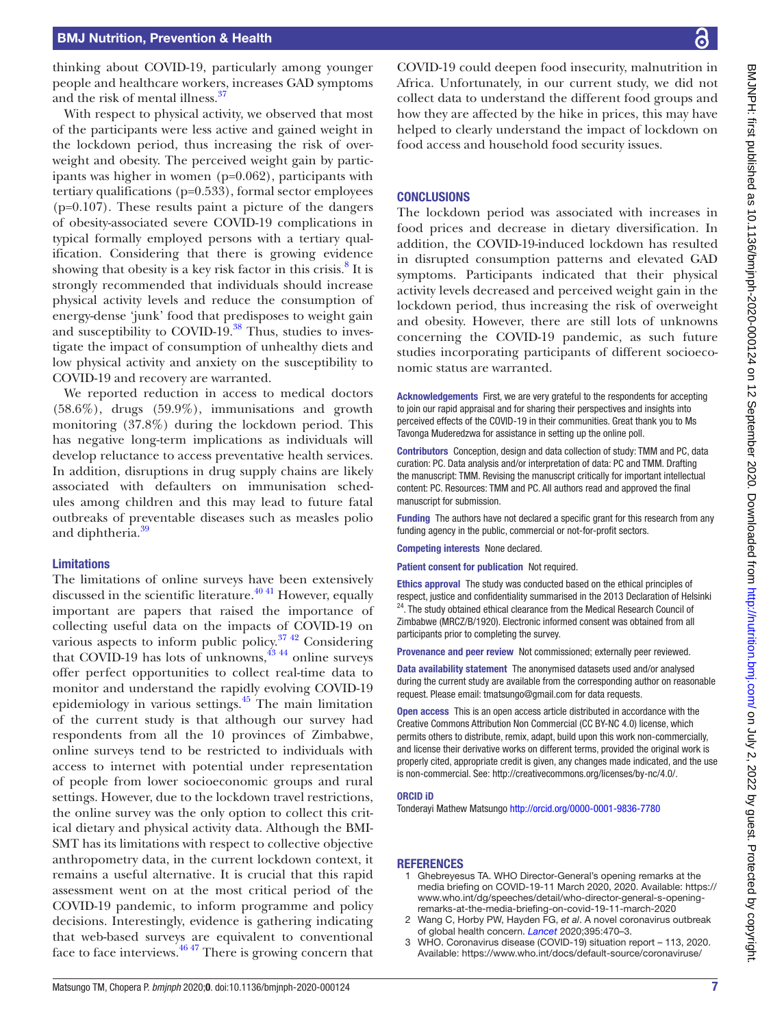thinking about COVID-19, particularly among younger people and healthcare workers, increases GAD symptoms and the risk of mental illness.[37]

With respect to physical activity, we observed that most of the participants were less active and gained weight in the lockdown period, thus increasing the risk of overweight and obesity. The perceived weight gain by participants was higher in women (p=0.062), participants with tertiary qualifications (p=0.533), formal sector employees (p=0.107). These results paint a picture of the dangers of obesity-associated severe COVID-19 complications in typical formally employed persons with a tertiary qualification. Considering that there is growing evidence showing that obesity is a key risk factor in this crisis.[8] It is strongly recommended that individuals should increase physical activity levels and reduce the consumption of energy-dense 'junk' food that predisposes to weight gain and susceptibility to COVID-19.[38] Thus, studies to investigate the impact of consumption of unhealthy diets and low physical activity and anxiety on the susceptibility to COVID-19 and recovery are warranted.

We reported reduction in access to medical doctors (58.6%), drugs (59.9%), immunisations and growth monitoring (37.8%) during the lockdown period. This has negative long-term implications as individuals will develop reluctance to access preventative health services. In addition, disruptions in drug supply chains are likely associated with defaulters on immunisation schedules among children and this may lead to future fatal outbreaks of preventable diseases such as measles polio and diphtheria.[39]

### Limitations

The limitations of online surveys have been extensively discussed in the scientific literature.[40,41] However, equally important are papers that raised the importance of collecting useful data on the impacts of COVID-19 on various aspects to inform public policy.[37,42] Considering that COVID-19 has lots of unknowns,[43,44] online surveys offer perfect opportunities to collect real-time data to monitor and understand the rapidly evolving COVID-19 epidemiology in various settings.[45] The main limitation of the current study is that although our survey had respondents from all the 10 provinces of Zimbabwe, online surveys tend to be restricted to individuals with access to internet with potential under representation of people from lower socioeconomic groups and rural settings. However, due to the lockdown travel restrictions, the online survey was the only option to collect this critical dietary and physical activity data. Although the BMI-SMT has its limitations with respect to collective objective anthropometry data, in the current lockdown context, it remains a useful alternative. It is crucial that this rapid assessment went on at the most critical period of the COVID-19 pandemic, to inform programme and policy decisions. Interestingly, evidence is gathering indicating that web-based surveys are equivalent to conventional face to face interviews.[46,47] There is growing concern that COVID-19 could deepen food insecurity, malnutrition in Africa. Unfortunately, in our current study, we did not collect data to understand the different food groups and how they are affected by the hike in prices, this may have helped to clearly understand the impact of lockdown on food access and household food security issues.

## CONCLUSIONS

The lockdown period was associated with increases in food prices and decrease in dietary diversification. In addition, the COVID-19-induced lockdown has resulted in disrupted consumption patterns and elevated GAD symptoms. Participants indicated that their physical activity levels decreased and perceived weight gain in the lockdown period, thus increasing the risk of overweight and obesity. However, there are still lots of unknowns concerning the COVID-19 pandemic, as such future studies incorporating participants of different socioeconomic status are warranted.

**Acknowledgements** First, we are very grateful to the respondents for accepting to join our rapid appraisal and for sharing their perspectives and insights into perceived effects of the COVID-19 in their communities. Great thank you to Ms Tavonga Muderedzwa for assistance in setting up the online poll.

**Contributors** Conception, design and data collection of study: TMM and PC, data curation: PC. Data analysis and/or interpretation of data: PC and TMM. Drafting the manuscript: TMM. Revising the manuscript critically for important intellectual content: PC. Resources: TMM and PC. All authors read and approved the final manuscript for submission.

**Funding** The authors have not declared a specific grant for this research from any funding agency in the public, commercial or not-for-profit sectors.

**Competing interests** None declared.

**Patient consent for publication** Not required.

**Ethics approval** The study was conducted based on the ethical principles of respect, justice and confidentiality summarised in the 2013 Declaration of Helsinki [24]. The study obtained ethical clearance from the Medical Research Council of Zimbabwe (MRCZ/B/1920). Electronic informed consent was obtained from all participants prior to completing the survey.

**Provenance and peer review** Not commissioned; externally peer reviewed.

**Data availability statement** The anonymised datasets used and/or analysed during the current study are available from the corresponding author on reasonable request. Please email: tmatsungo@gmail.com for data requests.

**Open access** This is an open access article distributed in accordance with the Creative Commons Attribution Non Commercial (CC BY-NC 4.0) license, which permits others to distribute, remix, adapt, build upon this work non-commercially, and license their derivative works on different terms, provided the original work is properly cited, appropriate credit is given, any changes made indicated, and the use is non-commercial. See: http://creativecommons.org/licenses/by-nc/4.0/.

### ORCID iD

Tonderayi Mathew Matsungo http://orcid.org/0000-0001-9836-7780

## REFERENCES

1. Ghebreyesus TA. WHO Director-General's opening remarks at the media briefing on COVID-19-11 March 2020, 2020. Available: https://www.who.int/dg/speeches/detail/who-director-general-s-opening-remarks-at-the-media-briefing-on-covid-19-11-march-2020
2. Wang C, Horby PW, Hayden FG, *et al*. A novel coronavirus outbreak of global health concern. *Lancet* 2020;395:470–3.
3. WHO. Coronavirus disease (COVID-19) situation report – 113, 2020. Available: https://www.who.int/docs/default-source/coronaviruse/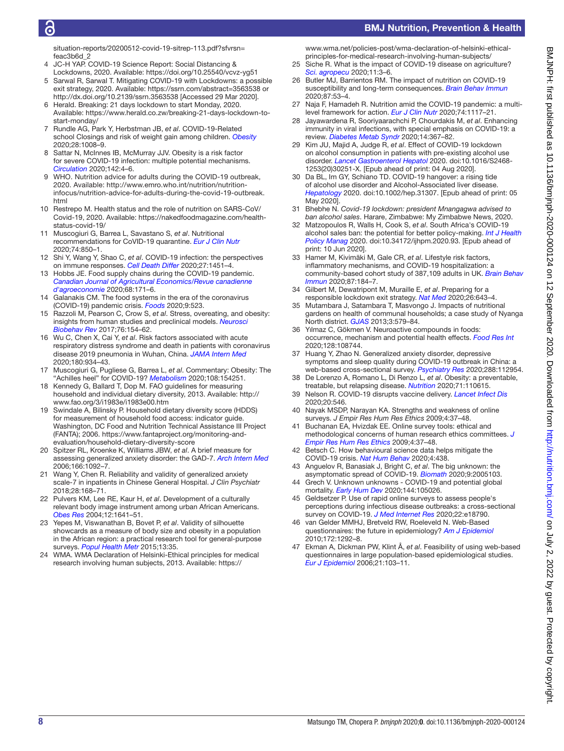situation-reports/20200512-covid-19-sitrep-113.pdf?sfvrsn=feac3b6d_2

4. JC-H YAP. COVID-19 Science Report: Social Distancing & Lockdowns, 2020. Available: https://doi.org/10.25540/vcvz-yg51
5. Sarwal R, Sarwal T. Mitigating COVID-19 with Lockdowns: a possible exit strategy, 2020. Available: https://ssrn.com/abstract=3563538 or http://dx.doi.org/10.2139/ssrn.3563538 [Accessed 29 Mar 2020].
6. Herald. Breaking: 21 days lockdown to start Monday, 2020. Available: https://www.herald.co.zw/breaking-21-days-lockdown-to-start-monday/
7. Rundle AG, Park Y, Herbstman JB, *et al*. COVID-19-Related school Closings and risk of weight gain among children. *Obesity* 2020;28:1008–9.
8. Sattar N, McInnes IB, McMurray JJV. Obesity is a risk factor for severe COVID-19 infection: multiple potential mechanisms. *Circulation* 2020;142:4–6.
9. WHO. Nutrition advice for adults during the COVID-19 outbreak, 2020. Available: http://www.emro.who.int/nutrition/nutrition-infocus/nutrition-advice-for-adults-during-the-covid-19-outbreak.html
10. Restrepo M. Health status and the role of nutrition on SARS-CoV/Covid-19, 2020. Available: https://nakedfoodmagazine.com/health-status-covid-19/
11. Muscogiuri G, Barrea L, Savastano S, *et al*. Nutritional recommendations for CoVID-19 quarantine. *Eur J Clin Nutr* 2020;74:850–1.
12. Shi Y, Wang Y, Shao C, *et al*. COVID-19 infection: the perspectives on immune responses. *Cell Death Differ* 2020;27:1451–4.
13. Hobbs JE. Food supply chains during the COVID-19 pandemic. *Canadian Journal of Agricultural Economics/Revue canadienne d'agroeconomie* 2020;68:171–6.
14. Galanakis CM. The food systems in the era of the coronavirus (COVID-19) pandemic crisis. *Foods* 2020;9:523.
15. Razzoli M, Pearson C, Crow S, *et al*. Stress, overeating, and obesity: insights from human studies and preclinical models. *Neurosci Biobehav Rev* 2017;76:154–62.
16. Wu C, Chen X, Cai Y, *et al*. Risk factors associated with acute respiratory distress syndrome and death in patients with coronavirus disease 2019 pneumonia in Wuhan, China. *JAMA Intern Med* 2020;180:934–43.
17. Muscogiuri G, Pugliese G, Barrea L, *et al*. Commentary: Obesity: The "Achilles heel" for COVID-19? *Metabolism* 2020;108:154251.
18. Kennedy G, Ballard T, Dop M. FAO guidelines for measuring household and individual dietary diversity, 2013. Available: http://www.fao.org/3/i1983e/i1983e00.htm
19. Swindale A, Bilinsky P. Household dietary diversity score (HDDS) for measurement of household food access: indicator guide. Washington, DC Food and Nutrition Technical Assistance III Project (FANTA); 2006. https://www.fantaproject.org/monitoring-and-evaluation/household-dietary-diversity-score
20. Spitzer RL, Kroenke K, Williams JBW, *et al*. A brief measure for assessing generalized anxiety disorder: the GAD-7. *Arch Intern Med* 2006;166:1092–7.
21. Wang Y, Chen R. Reliability and validity of generalized anxiety scale-7 in inpatients in Chinese General Hospital. *J Clin Psychiatr* 2018;28:168–71.
22. Pulvers KM, Lee RE, Kaur H, *et al*. Development of a culturally relevant body image instrument among urban African Americans. *Obes Res* 2004;12:1641–51.
23. Yepes M, Viswanathan B, Bovet P, *et al*. Validity of silhouette showcards as a measure of body size and obesity in a population in the African region: a practical research tool for general-purpose surveys. *Popul Health Metr* 2015;13:35.
24. WMA. WMA Declaration of Helsinki-Ethical principles for medical research involving human subjects, 2013. Available: https://www.wma.net/policies-post/wma-declaration-of-helsinki-ethical-principles-for-medical-research-involving-human-subjects/
25. Siche R. What is the impact of COVID-19 disease on agriculture? *Sci. agropecu* 2020;11:3–6.
26. Butler MJ, Barrientos RM. The impact of nutrition on COVID-19 susceptibility and long-term consequences. *Brain Behav Immun* 2020;87:53–4.
27. Naja F, Hamadeh R. Nutrition amid the COVID-19 pandemic: a multi-level framework for action. *Eur J Clin Nutr* 2020;74:1117–21.
28. Jayawardena R, Sooriyaarachchi P, Chourdakis M, *et al*. Enhancing immunity in viral infections, with special emphasis on COVID-19: a review. *Diabetes Metab Syndr* 2020;14:367–82.
29. Kim JU, Majid A, Judge R, *et al*. Effect of COVID-19 lockdown on alcohol consumption in patients with pre-existing alcohol use disorder. *Lancet Gastroenterol Hepatol* 2020. doi:10.1016/S2468-1253(20)30251-X. [Epub ahead of print: 04 Aug 2020].
30. Da BL, Im GY, Schiano TD. COVID-19 hangover: a rising tide of alcohol use disorder and Alcohol-Associated liver disease. *Hepatology* 2020. doi:10.1002/hep.31307. [Epub ahead of print: 05 May 2020].
31. Bhebhe N. *Covid-19 lockdown: president Mnangagwa advised to ban alcohol sales*. Harare, Zimbabwe: My Zimbabwe News, 2020.
32. Matzopoulos R, Walls H, Cook S, *et al*. South Africa's COVID-19 alcohol sales ban: the potential for better policy-making. *Int J Health Policy Manag* 2020. doi:10.34172/ijhpm.2020.93. [Epub ahead of print: 10 Jun 2020].
33. Hamer M, Kivimäki M, Gale CR, *et al*. Lifestyle risk factors, inflammatory mechanisms, and COVID-19 hospitalization: a community-based cohort study of 387,109 adults in UK. *Brain Behav Immun* 2020;87:184–7.
34. Gilbert M, Dewatripont M, Muraille E, *et al*. Preparing for a responsible lockdown exit strategy. *Nat Med* 2020;26:643–4.
35. Mutambara J, Satambara T, Masvongo J. Impacts of nutritional gardens on health of communal households; a case study of Nyanga North district. *GJAS* 2013;3:579–84.
36. Yılmaz C, Gökmen V. Neuroactive compounds in foods: occurrence, mechanism and potential health effects. *Food Res Int* 2020;128:108744.
37. Huang Y, Zhao N. Generalized anxiety disorder, depressive symptoms and sleep quality during COVID-19 outbreak in China: a web-based cross-sectional survey. *Psychiatry Res* 2020;288:112954.
38. De Lorenzo A, Romano L, Di Renzo L, *et al*. Obesity: a preventable, treatable, but relapsing disease. *Nutrition* 2020;71:110615.
39. Nelson R. COVID-19 disrupts vaccine delivery. *Lancet Infect Dis* 2020;20:546.
40. Nayak MSDP, Narayan KA. Strengths and weakness of online surveys. *J Empir Res Hum Res Ethics* 2009;4:37–48.
41. Buchanan EA, Hvizdak EE. Online survey tools: ethical and methodological concerns of human research ethics committees. *J Empir Res Hum Res Ethics* 2009;4:37–48.
42. Betsch C. How behavioural science data helps mitigate the COVID-19 crisis. *Nat Hum Behav* 2020;4:438.
43. Anguelov R, Banasiak J, Bright C, *et al*. The big unknown: the asymptomatic spread of COVID-19. *Biomath* 2020;9:2005103.
44. Grech V. Unknown unknowns - COVID-19 and potential global mortality. *Early Hum Dev* 2020;144:105026.
45. Geldsetzer P. Use of rapid online surveys to assess people's perceptions during infectious disease outbreaks: a cross-sectional survey on COVID-19. *J Med Internet Res* 2020;22:e18790.
46. van Gelder MMHJ, Bretveld RW, Roeleveld N. Web-Based questionnaires: the future in epidemiology? *Am J Epidemiol* 2010;172:1292–8.
47. Ekman A, Dickman PW, Klint Å, *et al*. Feasibility of using web-based questionnaires in large population-based epidemiological studies. *Eur J Epidemiol* 2006;21:103–11.